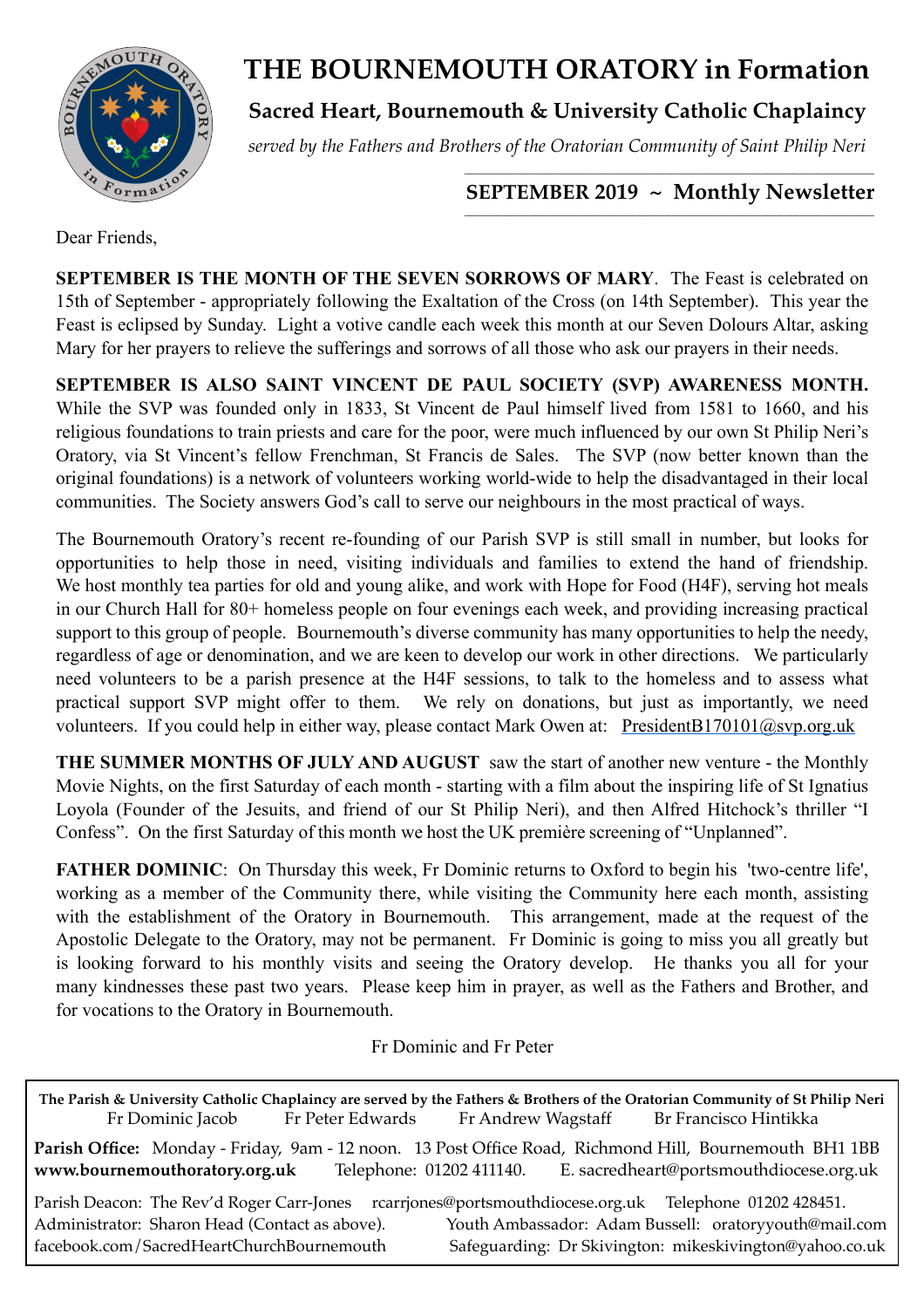# THE BOURNEMOUTH ORATORY in Formation

## Sacred Heart, Bournemouth & University Catholic Chaplaincy

*served by the Fathers and Brothers of the Oratorian Community of Saint Philip Neri*

### SEPTEMBER 2019 ~ Monthly Newsletter

Dear Friends,

**SEPTEMBER IS THE MONTH OF THE SEVEN SORROWS OF MARY**. The Feast is celebrated on 15th of September - appropriately following the Exaltation of the Cross (on 14th September). This year the Feast is eclipsed by Sunday. Light a votive candle each week this month at our Seven Dolours Altar, asking Mary for her prayers to relieve the sufferings and sorrows of all those who ask our prayers in their needs.

**SEPTEMBER IS ALSO SAINT VINCENT DE PAUL SOCIETY (SVP) AWARENESS MONTH.** While the SVP was founded only in 1833, St Vincent de Paul himself lived from 1581 to 1660, and his religious foundations to train priests and care for the poor, were much influenced by our own St Philip Neri's Oratory, via St Vincent's fellow Frenchman, St Francis de Sales. The SVP (now better known than the original foundations) is a network of volunteers working world-wide to help the disadvantaged in their local communities. The Society answers God's call to serve our neighbours in the most practical of ways.

The Bournemouth Oratory's recent re-founding of our Parish SVP is still small in number, but looks for opportunities to help those in need, visiting individuals and families to extend the hand of friendship. We host monthly tea parties for old and young alike, and work with Hope for Food (H4F), serving hot meals in our Church Hall for 80+ homeless people on four evenings each week, and providing increasing practical support to this group of people. Bournemouth's diverse community has many opportunities to help the needy, regardless of age or denomination, and we are keen to develop our work in other directions. We particularly need volunteers to be a parish presence at the H4F sessions, to talk to the homeless and to assess what practical support SVP might offer to them. We rely on donations, but just as importantly, we need volunteers. If you could help in either way, please contact Mark Owen at: PresidentB170101@svp.org.uk

**THE SUMMER MONTHS OF JULY AND AUGUST** saw the start of another new venture - the Monthly Movie Nights, on the first Saturday of each month - starting with a film about the inspiring life of St Ignatius Loyola (Founder of the Jesuits, and friend of our St Philip Neri), and then Alfred Hitchock's thriller "I Confess". On the first Saturday of this month we host the UK première screening of "Unplanned".

**FATHER DOMINIC**: On Thursday this week, Fr Dominic returns to Oxford to begin his 'two-centre life', working as a member of the Community there, while visiting the Community here each month, assisting with the establishment of the Oratory in Bournemouth. This arrangement, made at the request of the Apostolic Delegate to the Oratory, may not be permanent. Fr Dominic is going to miss you all greatly but is looking forward to his monthly visits and seeing the Oratory develop. He thanks you all for your many kindnesses these past two years. Please keep him in prayer, as well as the Fathers and Brother, and for vocations to the Oratory in Bournemouth.

Fr Dominic and Fr Peter

---

**The Parish & University Catholic Chaplaincy are served by the Fathers & Brothers of the Oratorian Community of St Philip Neri**

Fr Dominic Jacob    Fr Peter Edwards    Fr Andrew Wagstaff    Br Francisco Hintikka

**Parish Office:** Monday - Friday, 9am - 12 noon. 13 Post Office Road, Richmond Hill, Bournemouth BH1 1BB
**www.bournemouthoratory.org.uk**    Telephone: 01202 411140.    E. sacredheart@portsmouthdiocese.org.uk

Parish Deacon: The Rev'd Roger Carr-Jones    rcarrjones@portsmouthdiocese.org.uk    Telephone 01202 428451.
Administrator: Sharon Head (Contact as above).    Youth Ambassador: Adam Bussell: oratoryyouth@mail.com
facebook.com/SacredHeartChurchBournemouth    Safeguarding: Dr Skivington: mikeskivington@yahoo.co.uk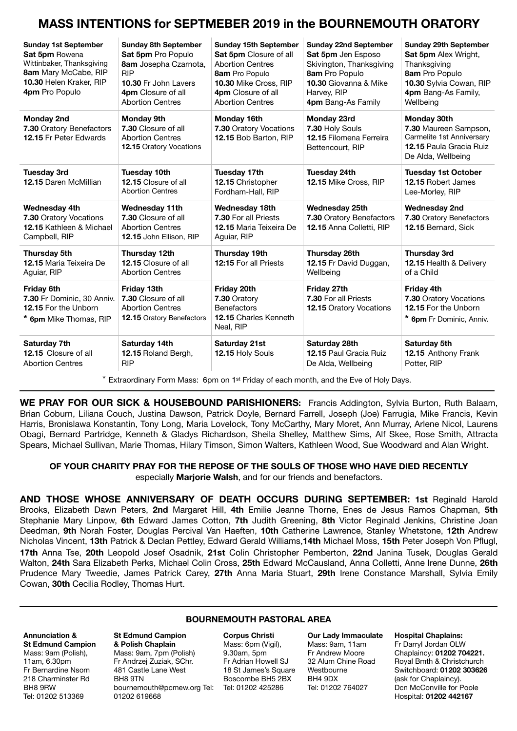# MASS INTENTIONS for SEPTMEBER 2019 in the BOURNEMOUTH ORATORY

| Sunday 1st September | Sunday 8th September | Sunday 15th September | Sunday 22nd September | Sunday 29th September |
|---|---|---|---|---|
| **Sat 5pm** Rowena Wittinbaker, Thanksgiving **8am** Mary McCabe, RIP **10.30** Helen Kraker, RIP **4pm** Pro Populo | **Sat 5pm** Pro Populo **8am** Josepha Czarnota, RIP **10.30** Fr John Lavers **4pm** Closure of all Abortion Centres | **Sat 5pm** Closure of all Abortion Centres **8am** Pro Populo **10.30** Mike Cross, RIP **4pm** Closure of all Abortion Centres | **Sat 5pm** Jen Esposo Skivington, Thanksgiving **8am** Pro Populo **10.30** Giovanna & Mike Harvey, RIP **4pm** Bang-As Family | **Sat 5pm** Alex Wright, Thanksgiving **8am** Pro Populo **10.30** Sylvia Cowan, RIP **4pm** Bang-As Family, Wellbeing |
| **Monday 2nd** **7.30** Oratory Benefactors **12.15** Fr Peter Edwards | **Monday 9th** **7.30** Closure of all Abortion Centres **12.15** Oratory Vocations | **Monday 16th** **7.30** Oratory Vocations **12.15** Bob Barton, RIP | **Monday 23rd** **7.30** Holy Souls **12.15** Filomena Ferreira Bettencourt, RIP | **Monday 30th** **7.30** Maureen Sampson, Carmelite 1st Anniversary **12.15** Paula Gracia Ruiz De Alda, Wellbeing |
| **Tuesday 3rd** **12.15** Daren McMillian | **Tuesday 10th** **12.15** Closure of all Abortion Centres | **Tuesday 17th** **12.15** Christopher Fordham-Hall, RIP | **Tuesday 24th** **12.15** Mike Cross, RIP | **Tuesday 1st October** **12.15** Robert James Lee-Morley, RIP |
| **Wednesday 4th** **7.30** Oratory Vocations **12.15** Kathleen & Michael Campbell, RIP | **Wednesday 11th** **7.30** Closure of all Abortion Centres **12.15** John Ellison, RIP | **Wednesday 18th** **7.30** For all Priests **12.15** Maria Teixeira De Aguiar, RIP | **Wednesday 25th** **7.30** Oratory Benefactors **12.15** Anna Colletti, RIP | **Wednesday 2nd** **7.30** Oratory Benefactors **12.15** Bernard, Sick |
| **Thursday 5th** **12.15** Maria Teixeira De Aguiar, RIP | **Thursday 12th** **12.15** Closure of all Abortion Centres | **Thursday 19th** **12:15** For all Priests | **Thursday 26th** **12.15** Fr David Duggan, Wellbeing | **Thursday 3rd** **12.15** Health & Delivery of a Child |
| **Friday 6th** **7.30** Fr Dominic, 30 Anniv. **12.15** For the Unborn * **6pm** Mike Thomas, RIP | **Friday 13th** **7.30** Closure of all Abortion Centres **12.15** Oratory Benefactors | **Friday 20th** **7.30** Oratory Benefactors **12.15** Charles Kenneth Neal, RIP | **Friday 27th** **7.30** For all Priests **12.15** Oratory Vocations | **Friday 4th** **7.30** Oratory Vocations **12.15** For the Unborn * **6pm** Fr Dominic, Anniv. |
| **Saturday 7th** **12.15** Closure of all Abortion Centres | **Saturday 14th** **12.15** Roland Bergh, RIP | **Saturday 21st** **12.15** Holy Souls | **Saturday 28th** **12.15** Paul Gracia Ruiz De Alda, Wellbeing | **Saturday 5th** **12.15** Anthony Frank Potter, RIP |

* Extraordinary Form Mass: 6pm on 1st Friday of each month, and the Eve of Holy Days.

**WE PRAY FOR OUR SICK & HOUSEBOUND PARISHIONERS:** Francis Addington, Sylvia Burton, Ruth Balaam, Brian Coburn, Liliana Couch, Justina Dawson, Patrick Doyle, Bernard Farrell, Joseph (Joe) Farrugia, Mike Francis, Kevin Harris, Bronislawa Konstantin, Tony Long, Maria Lovelock, Tony McCarthy, Mary Moret, Ann Murray, Arlene Nicol, Laurens Obagi, Bernard Partridge, Kenneth & Gladys Richardson, Sheila Shelley, Matthew Sims, Alf Skee, Rose Smith, Attracta Spears, Michael Sullivan, Marie Thomas, Hilary Timson, Simon Walters, Kathleen Wood, Sue Woodward and Alan Wright.

**OF YOUR CHARITY PRAY FOR THE REPOSE OF THE SOULS OF THOSE WHO HAVE DIED RECENTLY**
especially **Marjorie Walsh**, and for our friends and benefactors.

**AND THOSE WHOSE ANNIVERSARY OF DEATH OCCURS DURING SEPTEMBER: 1st** Reginald Harold Brooks, Elizabeth Dawn Peters, **2nd** Margaret Hill, **4th** Emilie Jeanne Thorne, Enes de Jesus Ramos Chapman, **5th** Stephanie Mary Linpow, **6th** Edward James Cotton, **7th** Judith Greening, **8th** Victor Reginald Jenkins, Christine Joan Deedman, **9th** Norah Foster, Douglas Percival Van Haeften, **10th** Catherine Lawrence, Stanley Whetstone, **12th** Andrew Nicholas Vincent, **13th** Patrick & Declan Pettley, Edward Gerald Williams,**14th** Michael Moss, **15th** Peter Joseph Von Pflugl, **17th** Anna Tse, **20th** Leopold Josef Osadnik, **21st** Colin Christopher Pemberton, **22nd** Janina Tusek, Douglas Gerald Walton, **24th** Sara Elizabeth Perks, Michael Colin Cross, **25th** Edward McCausland, Anna Colletti, Anne Irene Dunne, **26th** Prudence Mary Tweedie, James Patrick Carey, **27th** Anna Maria Stuart, **29th** Irene Constance Marshall, Sylvia Emily Cowan, **30th** Cecilia Rodley, Thomas Hurt.

## BOURNEMOUTH PASTORAL AREA

**Annunciation & St Edmund Campion**
Mass: 9am (Polish), 11am, 6.30pm
Fr Bernardine Nsom
218 Charminster Rd
BH8 9RW
Tel: 01202 513369

**St Edmund Campion & Polish Chaplain**
Mass: 9am, 7pm (Polish)
Fr Andrzej Zuziak, SChr.
481 Castle Lane West
BH8 9TN
bournemouth@pcmew.org Tel: 01202 619668

**Corpus Christi**
Mass: 6pm (Vigil), 9.30am, 5pm
Fr Adrian Howell SJ
18 St James's Square
Boscombe BH5 2BX
Tel: 01202 425286

**Our Lady Immaculate**
Mass: 9am, 11am
Fr Andrew Moore
32 Alum Chine Road
Westbourne
BH4 9DX
Tel: 01202 764027

**Hospital Chaplains:**
Fr Darryl Jordan OLW
Chaplaincy: **01202 704221.**
Royal Bmth & Christchurch
Switchboard: **01202 303626**
(ask for Chaplaincy).
Dcn McConville for Poole Hospital: **01202 442167**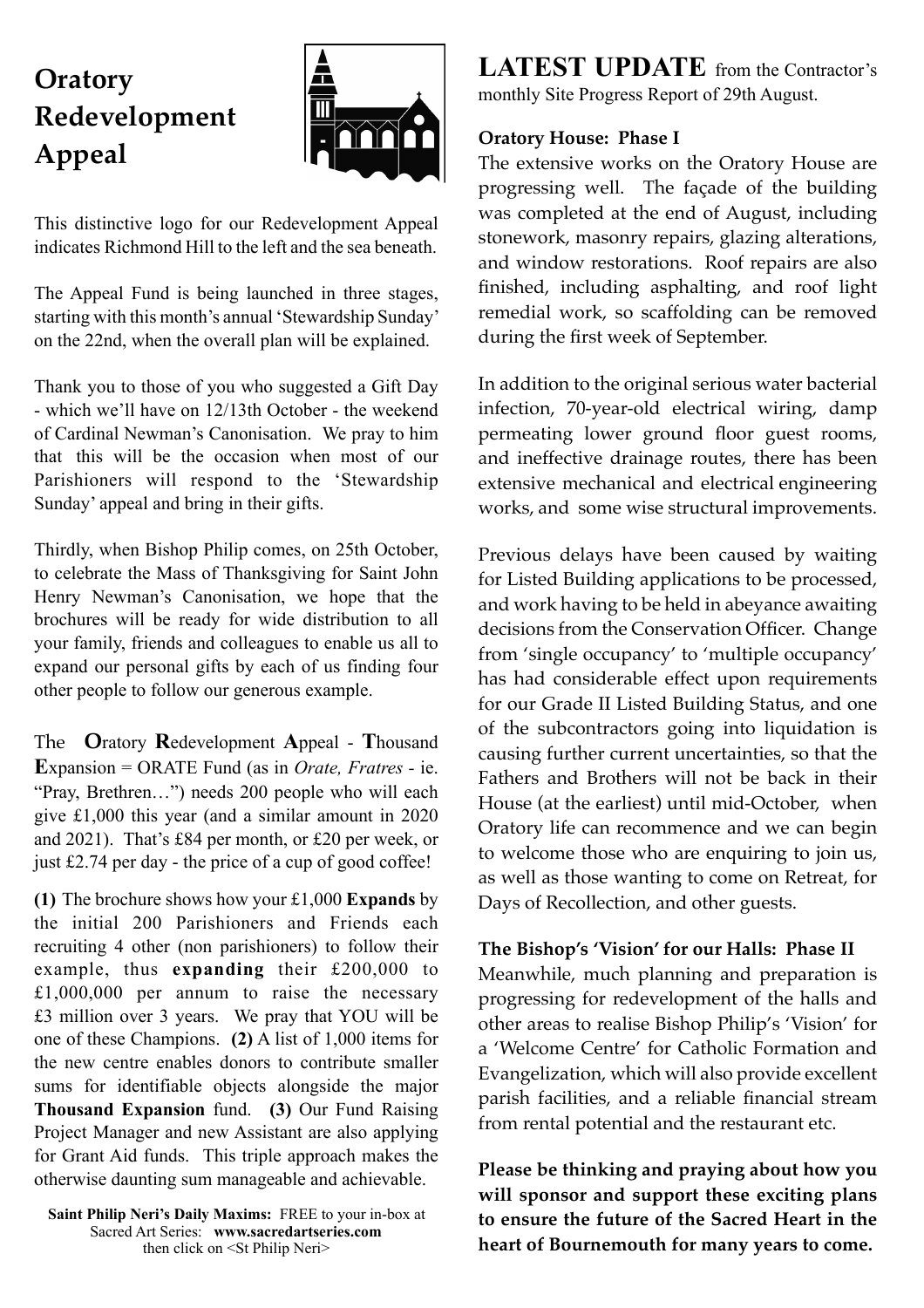# Oratory Redevelopment Appeal

This distinctive logo for our Redevelopment Appeal indicates Richmond Hill to the left and the sea beneath.

The Appeal Fund is being launched in three stages, starting with this month's annual 'Stewardship Sunday' on the 22nd, when the overall plan will be explained.

Thank you to those of you who suggested a Gift Day - which we'll have on 12/13th October - the weekend of Cardinal Newman's Canonisation. We pray to him that this will be the occasion when most of our Parishioners will respond to the 'Stewardship Sunday' appeal and bring in their gifts.

Thirdly, when Bishop Philip comes, on 25th October, to celebrate the Mass of Thanksgiving for Saint John Henry Newman's Canonisation, we hope that the brochures will be ready for wide distribution to all your family, friends and colleagues to enable us all to expand our personal gifts by each of us finding four other people to follow our generous example.

The **O**ratory **R**edevelopment **A**ppeal - **T**housand **E**xpansion = ORATE Fund (as in *Orate, Fratres* - ie. "Pray, Brethren…") needs 200 people who will each give £1,000 this year (and a similar amount in 2020 and 2021). That's £84 per month, or £20 per week, or just £2.74 per day - the price of a cup of good coffee!

**(1)** The brochure shows how your £1,000 **Expands** by the initial 200 Parishioners and Friends each recruiting 4 other (non parishioners) to follow their example, thus **expanding** their £200,000 to £1,000,000 per annum to raise the necessary £3 million over 3 years. We pray that YOU will be one of these Champions. **(2)** A list of 1,000 items for the new centre enables donors to contribute smaller sums for identifiable objects alongside the major **Thousand Expansion** fund. **(3)** Our Fund Raising Project Manager and new Assistant are also applying for Grant Aid funds. This triple approach makes the otherwise daunting sum manageable and achievable.

**Saint Philip Neri's Daily Maxims:** FREE to your in-box at Sacred Art Series: **www.sacredartseries.com** then click on <St Philip Neri>

## LATEST UPDATE from the Contractor's monthly Site Progress Report of 29th August.

**Oratory House: Phase I**

The extensive works on the Oratory House are progressing well. The façade of the building was completed at the end of August, including stonework, masonry repairs, glazing alterations, and window restorations. Roof repairs are also finished, including asphalting, and roof light remedial work, so scaffolding can be removed during the first week of September.

In addition to the original serious water bacterial infection, 70-year-old electrical wiring, damp permeating lower ground floor guest rooms, and ineffective drainage routes, there has been extensive mechanical and electrical engineering works, and some wise structural improvements.

Previous delays have been caused by waiting for Listed Building applications to be processed, and work having to be held in abeyance awaiting decisions from the Conservation Officer. Change from 'single occupancy' to 'multiple occupancy' has had considerable effect upon requirements for our Grade II Listed Building Status, and one of the subcontractors going into liquidation is causing further current uncertainties, so that the Fathers and Brothers will not be back in their House (at the earliest) until mid-October, when Oratory life can recommence and we can begin to welcome those who are enquiring to join us, as well as those wanting to come on Retreat, for Days of Recollection, and other guests.

**The Bishop's 'Vision' for our Halls: Phase II**

Meanwhile, much planning and preparation is progressing for redevelopment of the halls and other areas to realise Bishop Philip's 'Vision' for a 'Welcome Centre' for Catholic Formation and Evangelization, which will also provide excellent parish facilities, and a reliable financial stream from rental potential and the restaurant etc.

**Please be thinking and praying about how you will sponsor and support these exciting plans to ensure the future of the Sacred Heart in the heart of Bournemouth for many years to come.**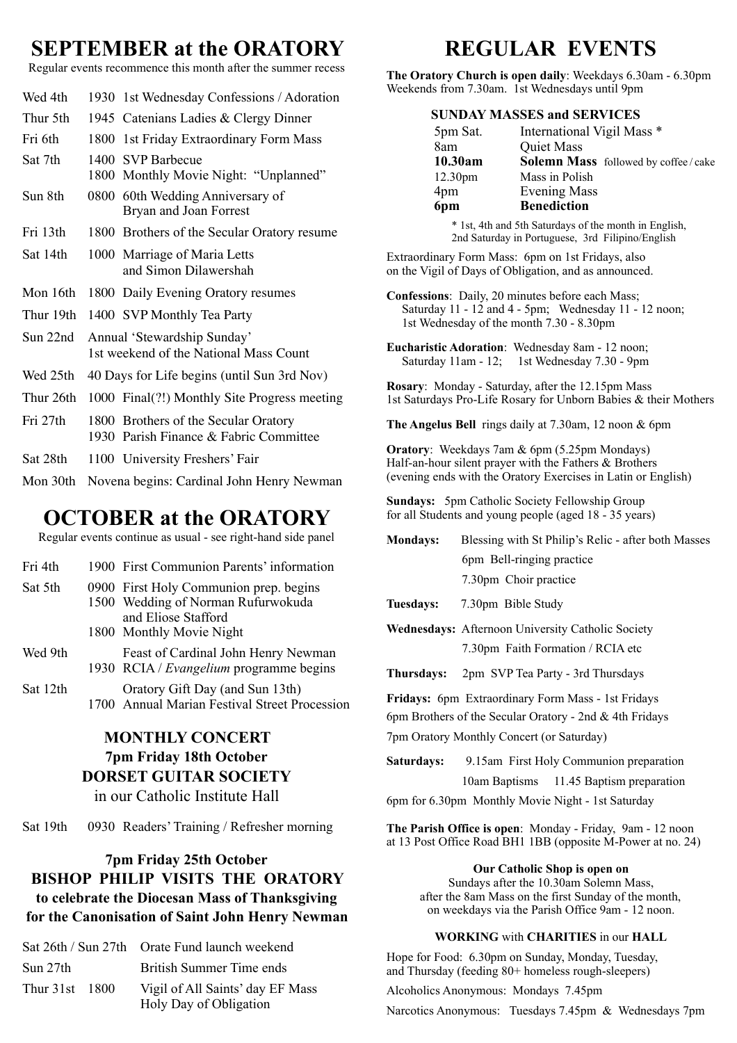# SEPTEMBER at the ORATORY

Regular events recommence this month after the summer recess

| | | |
|---|---|---|
| Wed 4th | 1930 | 1st Wednesday Confessions / Adoration |
| Thur 5th | 1945 | Catenians Ladies & Clergy Dinner |
| Fri 6th | 1800 | 1st Friday Extraordinary Form Mass |
| Sat 7th | 1400 | SVP Barbecue |
| | 1800 | Monthly Movie Night: "Unplanned" |
| Sun 8th | 0800 | 60th Wedding Anniversary of Bryan and Joan Forrest |
| Fri 13th | 1800 | Brothers of the Secular Oratory resume |
| Sat 14th | 1000 | Marriage of Maria Letts and Simon Dilawershah |
| Mon 16th | 1800 | Daily Evening Oratory resumes |
| Thur 19th | 1400 | SVP Monthly Tea Party |
| Sun 22nd | | Annual 'Stewardship Sunday' 1st weekend of the National Mass Count |
| Wed 25th | | 40 Days for Life begins (until Sun 3rd Nov) |
| Thur 26th | 1000 | Final(?!) Monthly Site Progress meeting |
| Fri 27th | 1800 | Brothers of the Secular Oratory |
| | 1930 | Parish Finance & Fabric Committee |
| Sat 28th | 1100 | University Freshers' Fair |
| Mon 30th | | Novena begins: Cardinal John Henry Newman |

# OCTOBER at the ORATORY

Regular events continue as usual - see right-hand side panel

| | | |
|---|---|---|
| Fri 4th | 1900 | First Communion Parents' information |
| Sat 5th | 0900 | First Holy Communion prep. begins |
| | 1500 | Wedding of Norman Rufurwokuda and Eliose Stafford |
| | 1800 | Monthly Movie Night |
| Wed 9th | | Feast of Cardinal John Henry Newman |
| | 1930 | RCIA / *Evangelium* programme begins |
| Sat 12th | | Oratory Gift Day (and Sun 13th) |
| | 1700 | Annual Marian Festival Street Procession |

**MONTHLY CONCERT**
**7pm Friday 18th October**
**DORSET GUITAR SOCIETY**
in our Catholic Institute Hall

| | | |
|---|---|---|
| Sat 19th | 0930 | Readers' Training / Refresher morning |

**7pm Friday 25th October**
**BISHOP PHILIP VISITS THE ORATORY**
**to celebrate the Diocesan Mass of Thanksgiving for the Canonisation of Saint John Henry Newman**

| | | |
|---|---|---|
| Sat 26th / Sun 27th | | Orate Fund launch weekend |
| Sun 27th | | British Summer Time ends |
| Thur 31st | 1800 | Vigil of All Saints' day EF Mass Holy Day of Obligation |

# REGULAR EVENTS

**The Oratory Church is open daily**: Weekdays 6.30am - 6.30pm Weekends from 7.30am. 1st Wednesdays until 9pm

**SUNDAY MASSES and SERVICES**

| | |
|---|---|
| 5pm Sat. | International Vigil Mass * |
| 8am | Quiet Mass |
| **10.30am** | **Solemn Mass** followed by coffee / cake |
| 12.30pm | Mass in Polish |
| 4pm | Evening Mass |
| **6pm** | **Benediction** |

\* 1st, 4th and 5th Saturdays of the month in English, 2nd Saturday in Portuguese, 3rd Filipino/English

Extraordinary Form Mass: 6pm on 1st Fridays, also on the Vigil of Days of Obligation, and as announced.

**Confessions**: Daily, 20 minutes before each Mass; Saturday 11 - 12 and 4 - 5pm; Wednesday 11 - 12 noon; 1st Wednesday of the month 7.30 - 8.30pm

**Eucharistic Adoration**: Wednesday 8am - 12 noon; Saturday 11am - 12; 1st Wednesday 7.30 - 9pm

**Rosary**: Monday - Saturday, after the 12.15pm Mass
1st Saturdays Pro-Life Rosary for Unborn Babies & their Mothers

**The Angelus Bell** rings daily at 7.30am, 12 noon & 6pm

**Oratory**: Weekdays 7am & 6pm (5.25pm Mondays)
Half-an-hour silent prayer with the Fathers & Brothers
(evening ends with the Oratory Exercises in Latin or English)

**Sundays:** 5pm Catholic Society Fellowship Group for all Students and young people (aged 18 - 35 years)

**Mondays:** Blessing with St Philip's Relic - after both Masses
6pm Bell-ringing practice
7.30pm Choir practice

**Tuesdays:** 7.30pm Bible Study

**Wednesdays:** Afternoon University Catholic Society
7.30pm Faith Formation / RCIA etc

**Thursdays:** 2pm SVP Tea Party - 3rd Thursdays

**Fridays:** 6pm Extraordinary Form Mass - 1st Fridays
6pm Brothers of the Secular Oratory - 2nd & 4th Fridays
7pm Oratory Monthly Concert (or Saturday)

**Saturdays:** 9.15am First Holy Communion preparation
10am Baptisms 11.45 Baptism preparation
6pm for 6.30pm Monthly Movie Night - 1st Saturday

**The Parish Office is open**: Monday - Friday, 9am - 12 noon at 13 Post Office Road BH1 1BB (opposite M-Power at no. 24)

**Our Catholic Shop is open on**
Sundays after the 10.30am Solemn Mass,
after the 8am Mass on the first Sunday of the month,
on weekdays via the Parish Office 9am - 12 noon.

**WORKING** with **CHARITIES** in our **HALL**

Hope for Food: 6.30pm on Sunday, Monday, Tuesday, and Thursday (feeding 80+ homeless rough-sleepers)

Alcoholics Anonymous: Mondays 7.45pm

Narcotics Anonymous: Tuesdays 7.45pm & Wednesdays 7pm